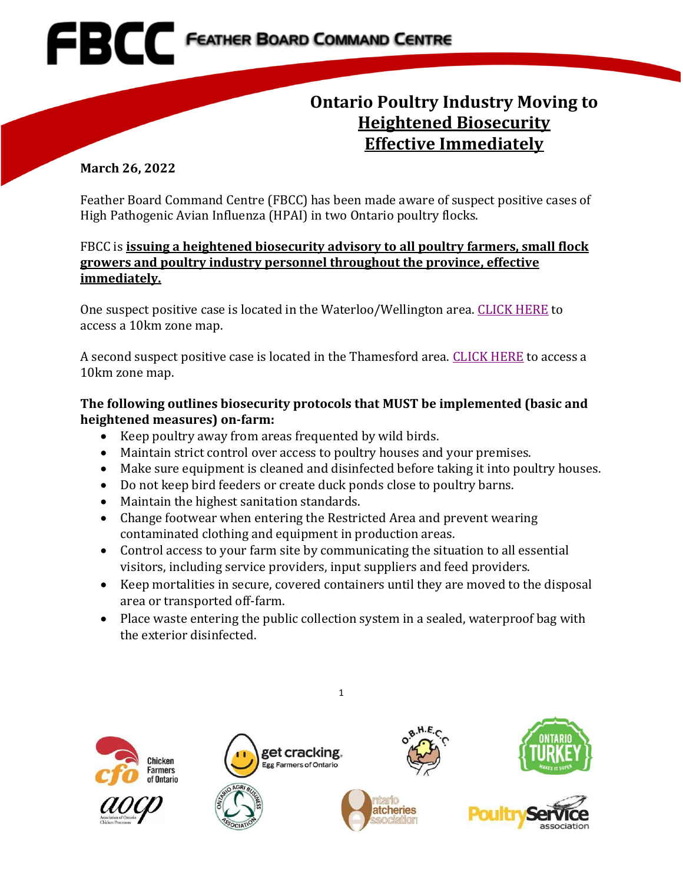# Ontario Poultry Industry Moving to <u>Heightened Biosecurity</u> <u>Effective Immediately</u>

**March 26, 2022**

Feather Board Command Centre (FBCC) has been made aware of suspect positive cases of High Pathogenic Avian Influenza (HPAI) in two Ontario poultry flocks.

FBCC is **<u>issuing a heightened biosecurity advisory to all poultry farmers, small flock growers and poultry industry personnel throughout the province, effective immediately.</u>**

One suspect positive case is located in the Waterloo/Wellington area. CLICK HERE to access a 10km zone map.

A second suspect positive case is located in the Thamesford area. CLICK HERE to access a 10km zone map.

**The following outlines biosecurity protocols that MUST be implemented (basic and heightened measures) on-farm:**

- Keep poultry away from areas frequented by wild birds.
- Maintain strict control over access to poultry houses and your premises.
- Make sure equipment is cleaned and disinfected before taking it into poultry houses.
- Do not keep bird feeders or create duck ponds close to poultry barns.
- Maintain the highest sanitation standards.
- Change footwear when entering the Restricted Area and prevent wearing contaminated clothing and equipment in production areas.
- Control access to your farm site by communicating the situation to all essential visitors, including service providers, input suppliers and feed providers.
- Keep mortalities in secure, covered containers until they are moved to the disposal area or transported off-farm.
- Place waste entering the public collection system in a sealed, waterproof bag with the exterior disinfected.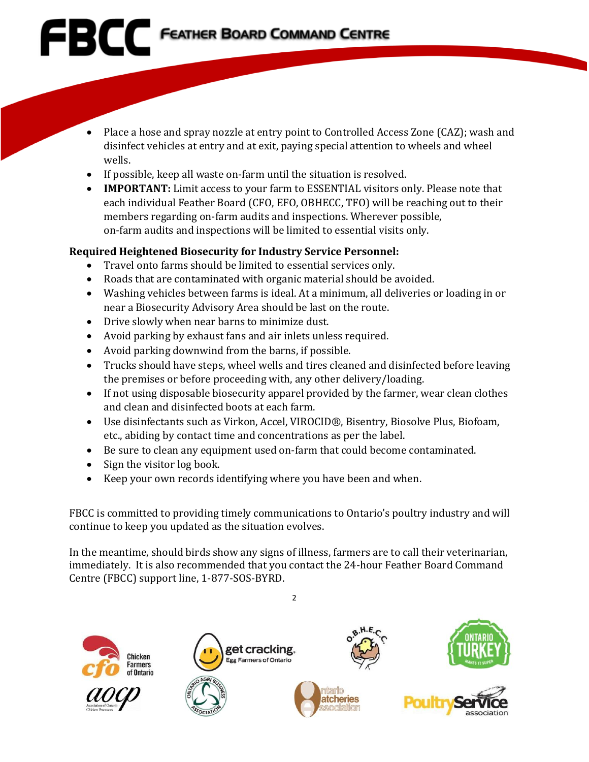- Place a hose and spray nozzle at entry point to Controlled Access Zone (CAZ); wash and disinfect vehicles at entry and at exit, paying special attention to wheels and wheel wells.
- If possible, keep all waste on-farm until the situation is resolved.
- **IMPORTANT:** Limit access to your farm to ESSENTIAL visitors only. Please note that each individual Feather Board (CFO, EFO, OBHECC, TFO) will be reaching out to their members regarding on-farm audits and inspections. Wherever possible, on-farm audits and inspections will be limited to essential visits only.

**Required Heightened Biosecurity for Industry Service Personnel:**

- Travel onto farms should be limited to essential services only.
- Roads that are contaminated with organic material should be avoided.
- Washing vehicles between farms is ideal. At a minimum, all deliveries or loading in or near a Biosecurity Advisory Area should be last on the route.
- Drive slowly when near barns to minimize dust.
- Avoid parking by exhaust fans and air inlets unless required.
- Avoid parking downwind from the barns, if possible.
- Trucks should have steps, wheel wells and tires cleaned and disinfected before leaving the premises or before proceeding with, any other delivery/loading.
- If not using disposable biosecurity apparel provided by the farmer, wear clean clothes and clean and disinfected boots at each farm.
- Use disinfectants such as Virkon, Accel, VIROCID®, Bisentry, Biosolve Plus, Biofoam, etc., abiding by contact time and concentrations as per the label.
- Be sure to clean any equipment used on-farm that could become contaminated.
- Sign the visitor log book.
- Keep your own records identifying where you have been and when.

FBCC is committed to providing timely communications to Ontario's poultry industry and will continue to keep you updated as the situation evolves.

In the meantime, should birds show any signs of illness, farmers are to call their veterinarian, immediately. It is also recommended that you contact the 24-hour Feather Board Command Centre (FBCC) support line, 1-877-SOS-BYRD.